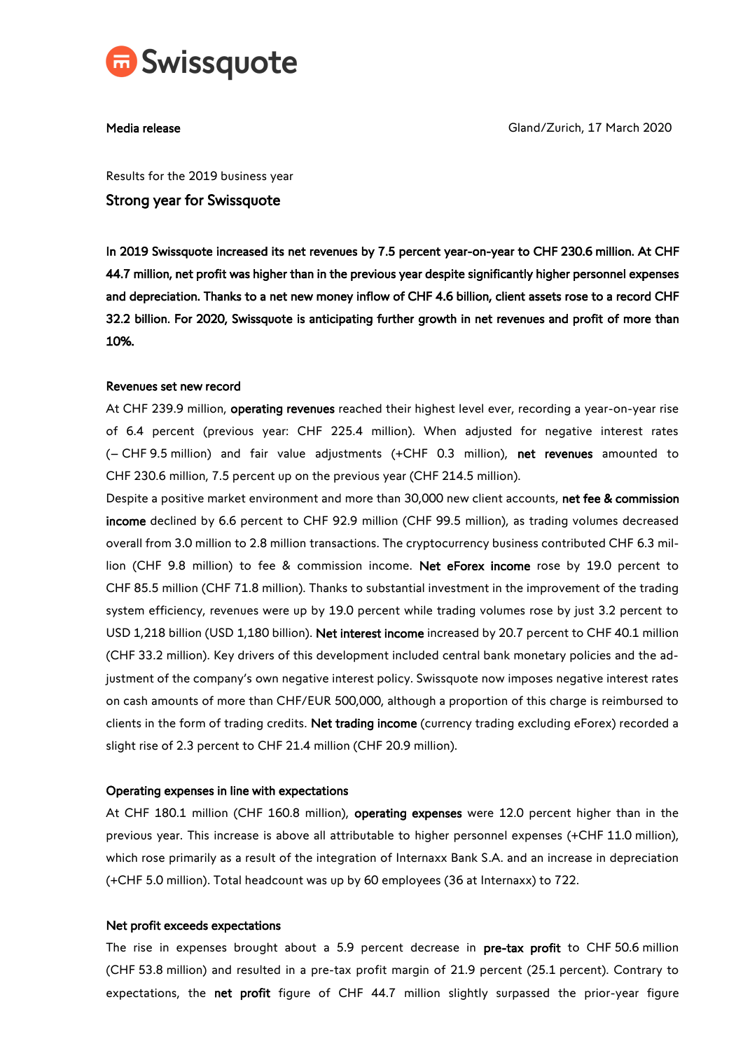Swissquote

Media release

Gland/Zurich, 17 March 2020

Results for the 2019 business year

# Strong year for Swissquote

**In 2019 Swissquote increased its net revenues by 7.5 percent year-on-year to CHF 230.6 million. At CHF 44.7 million, net profit was higher than in the previous year despite significantly higher personnel expenses and depreciation. Thanks to a net new money inflow of CHF 4.6 billion, client assets rose to a record CHF 32.2 billion. For 2020, Swissquote is anticipating further growth in net revenues and profit of more than 10%.**

## Revenues set new record

At CHF 239.9 million, **operating revenues** reached their highest level ever, recording a year-on-year rise of 6.4 percent (previous year: CHF 225.4 million). When adjusted for negative interest rates (– CHF 9.5 million) and fair value adjustments (+CHF 0.3 million), **net revenues** amounted to CHF 230.6 million, 7.5 percent up on the previous year (CHF 214.5 million).

Despite a positive market environment and more than 30,000 new client accounts, **net fee & commission income** declined by 6.6 percent to CHF 92.9 million (CHF 99.5 million), as trading volumes decreased overall from 3.0 million to 2.8 million transactions. The cryptocurrency business contributed CHF 6.3 million (CHF 9.8 million) to fee & commission income. **Net eForex income** rose by 19.0 percent to CHF 85.5 million (CHF 71.8 million). Thanks to substantial investment in the improvement of the trading system efficiency, revenues were up by 19.0 percent while trading volumes rose by just 3.2 percent to USD 1,218 billion (USD 1,180 billion). **Net interest income** increased by 20.7 percent to CHF 40.1 million (CHF 33.2 million). Key drivers of this development included central bank monetary policies and the adjustment of the company's own negative interest policy. Swissquote now imposes negative interest rates on cash amounts of more than CHF/EUR 500,000, although a proportion of this charge is reimbursed to clients in the form of trading credits. **Net trading income** (currency trading excluding eForex) recorded a slight rise of 2.3 percent to CHF 21.4 million (CHF 20.9 million).

## Operating expenses in line with expectations

At CHF 180.1 million (CHF 160.8 million), **operating expenses** were 12.0 percent higher than in the previous year. This increase is above all attributable to higher personnel expenses (+CHF 11.0 million), which rose primarily as a result of the integration of Internaxx Bank S.A. and an increase in depreciation (+CHF 5.0 million). Total headcount was up by 60 employees (36 at Internaxx) to 722.

## Net profit exceeds expectations

The rise in expenses brought about a 5.9 percent decrease in **pre-tax profit** to CHF 50.6 million (CHF 53.8 million) and resulted in a pre-tax profit margin of 21.9 percent (25.1 percent). Contrary to expectations, the **net profit** figure of CHF 44.7 million slightly surpassed the prior-year figure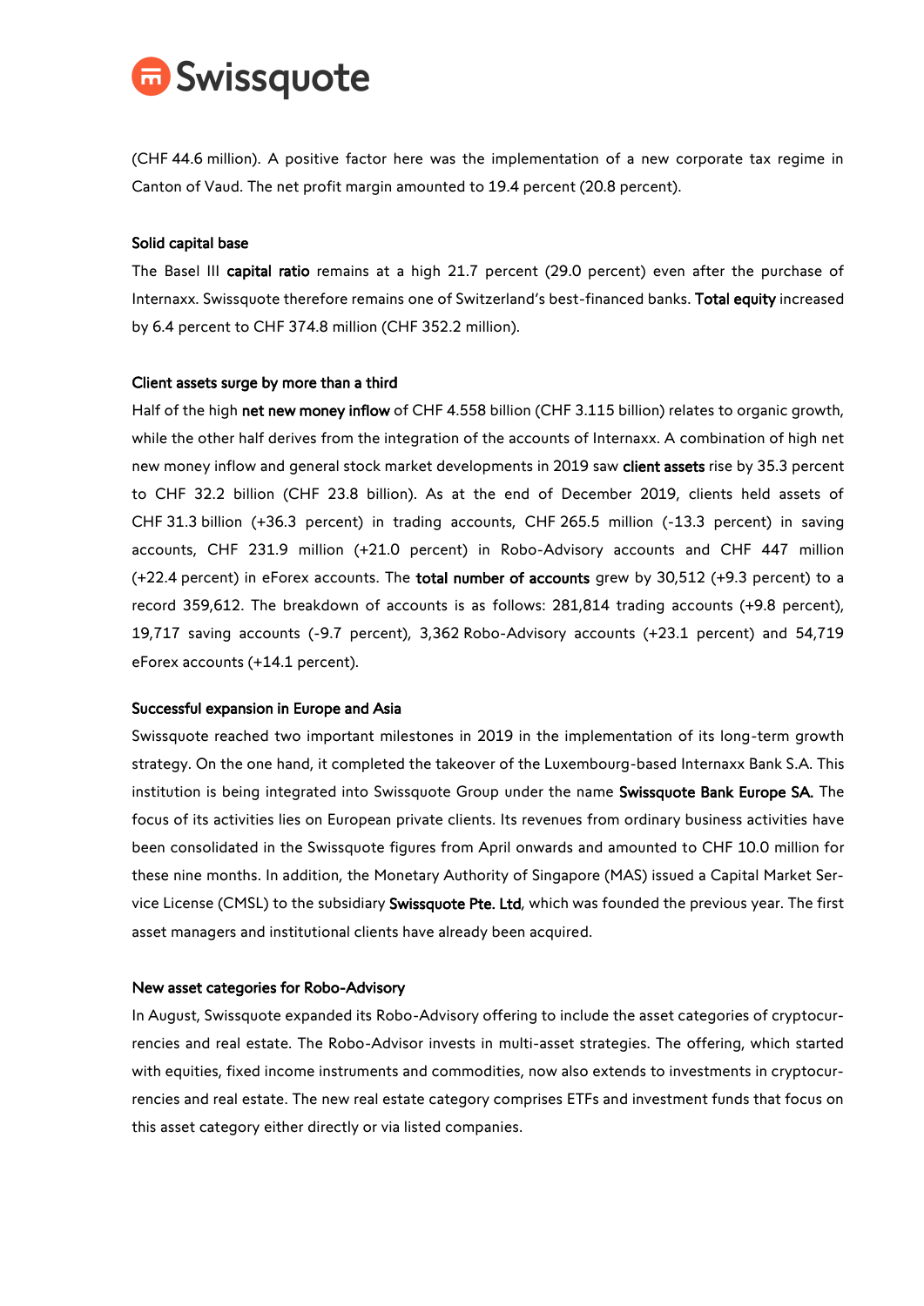(CHF 44.6 million). A positive factor here was the implementation of a new corporate tax regime in Canton of Vaud. The net profit margin amounted to 19.4 percent (20.8 percent).

### Solid capital base

The Basel III **capital ratio** remains at a high 21.7 percent (29.0 percent) even after the purchase of Internaxx. Swissquote therefore remains one of Switzerland's best-financed banks. **Total equity** increased by 6.4 percent to CHF 374.8 million (CHF 352.2 million).

### Client assets surge by more than a third

Half of the high **net new money inflow** of CHF 4.558 billion (CHF 3.115 billion) relates to organic growth, while the other half derives from the integration of the accounts of Internaxx. A combination of high net new money inflow and general stock market developments in 2019 saw **client assets** rise by 35.3 percent to CHF 32.2 billion (CHF 23.8 billion). As at the end of December 2019, clients held assets of CHF 31.3 billion (+36.3 percent) in trading accounts, CHF 265.5 million (-13.3 percent) in saving accounts, CHF 231.9 million (+21.0 percent) in Robo-Advisory accounts and CHF 447 million (+22.4 percent) in eForex accounts. The **total number of accounts** grew by 30,512 (+9.3 percent) to a record 359,612. The breakdown of accounts is as follows: 281,814 trading accounts (+9.8 percent), 19,717 saving accounts (-9.7 percent), 3,362 Robo-Advisory accounts (+23.1 percent) and 54,719 eForex accounts (+14.1 percent).

### Successful expansion in Europe and Asia

Swissquote reached two important milestones in 2019 in the implementation of its long-term growth strategy. On the one hand, it completed the takeover of the Luxembourg-based Internaxx Bank S.A. This institution is being integrated into Swissquote Group under the name **Swissquote Bank Europe SA.** The focus of its activities lies on European private clients. Its revenues from ordinary business activities have been consolidated in the Swissquote figures from April onwards and amounted to CHF 10.0 million for these nine months. In addition, the Monetary Authority of Singapore (MAS) issued a Capital Market Service License (CMSL) to the subsidiary **Swissquote Pte. Ltd**, which was founded the previous year. The first asset managers and institutional clients have already been acquired.

### New asset categories for Robo-Advisory

In August, Swissquote expanded its Robo-Advisory offering to include the asset categories of cryptocurrencies and real estate. The Robo-Advisor invests in multi-asset strategies. The offering, which started with equities, fixed income instruments and commodities, now also extends to investments in cryptocurrencies and real estate. The new real estate category comprises ETFs and investment funds that focus on this asset category either directly or via listed companies.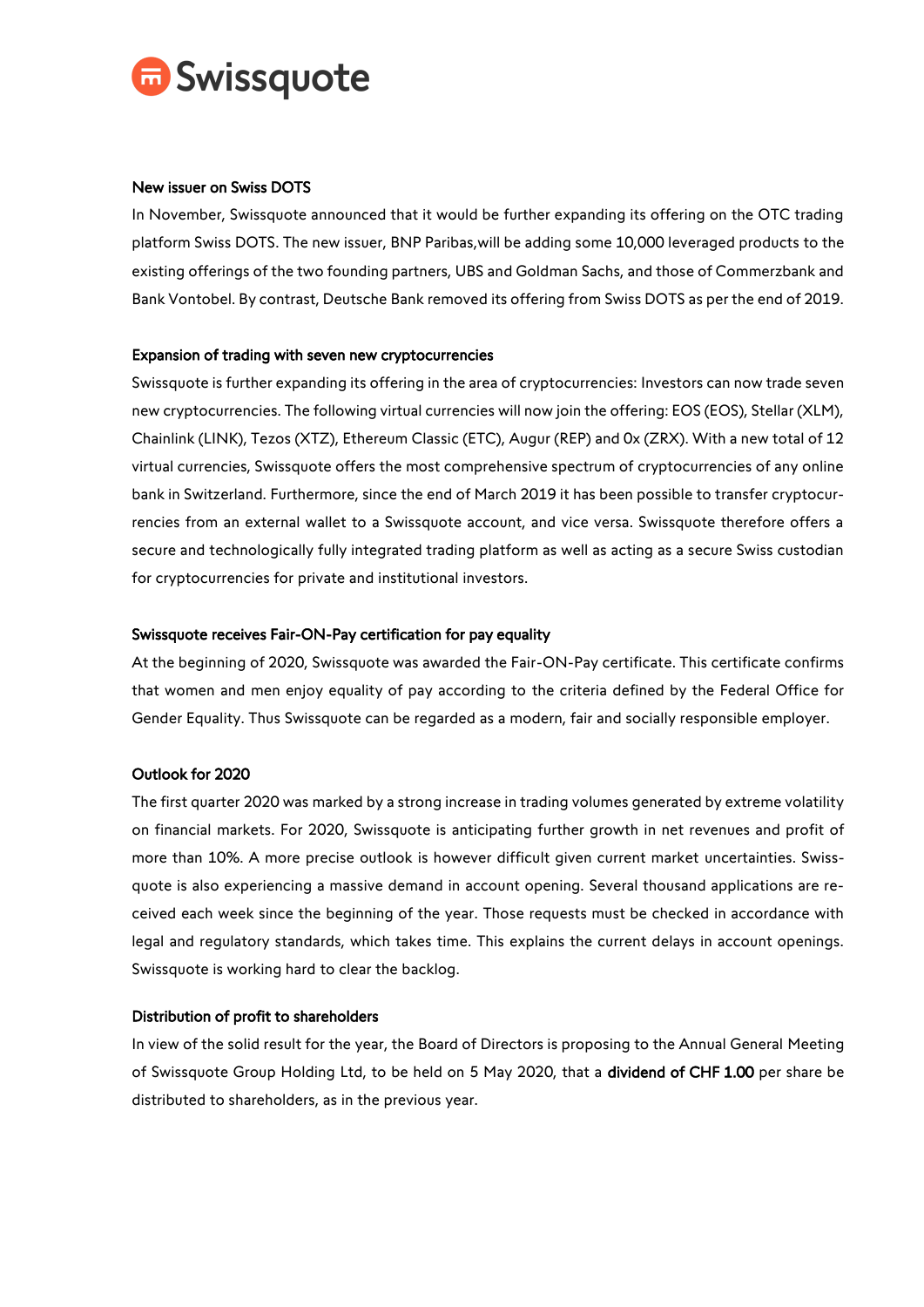### New issuer on Swiss DOTS

In November, Swissquote announced that it would be further expanding its offering on the OTC trading platform Swiss DOTS. The new issuer, BNP Paribas,will be adding some 10,000 leveraged products to the existing offerings of the two founding partners, UBS and Goldman Sachs, and those of Commerzbank and Bank Vontobel. By contrast, Deutsche Bank removed its offering from Swiss DOTS as per the end of 2019.

### Expansion of trading with seven new cryptocurrencies

Swissquote is further expanding its offering in the area of cryptocurrencies: Investors can now trade seven new cryptocurrencies. The following virtual currencies will now join the offering: EOS (EOS), Stellar (XLM), Chainlink (LINK), Tezos (XTZ), Ethereum Classic (ETC), Augur (REP) and 0x (ZRX). With a new total of 12 virtual currencies, Swissquote offers the most comprehensive spectrum of cryptocurrencies of any online bank in Switzerland. Furthermore, since the end of March 2019 it has been possible to transfer cryptocurrencies from an external wallet to a Swissquote account, and vice versa. Swissquote therefore offers a secure and technologically fully integrated trading platform as well as acting as a secure Swiss custodian for cryptocurrencies for private and institutional investors.

### Swissquote receives Fair-ON-Pay certification for pay equality

At the beginning of 2020, Swissquote was awarded the Fair-ON-Pay certificate. This certificate confirms that women and men enjoy equality of pay according to the criteria defined by the Federal Office for Gender Equality. Thus Swissquote can be regarded as a modern, fair and socially responsible employer.

### Outlook for 2020

The first quarter 2020 was marked by a strong increase in trading volumes generated by extreme volatility on financial markets. For 2020, Swissquote is anticipating further growth in net revenues and profit of more than 10%. A more precise outlook is however difficult given current market uncertainties. Swissquote is also experiencing a massive demand in account opening. Several thousand applications are received each week since the beginning of the year. Those requests must be checked in accordance with legal and regulatory standards, which takes time. This explains the current delays in account openings. Swissquote is working hard to clear the backlog.

### Distribution of profit to shareholders

In view of the solid result for the year, the Board of Directors is proposing to the Annual General Meeting of Swissquote Group Holding Ltd, to be held on 5 May 2020, that a **dividend of CHF 1.00** per share be distributed to shareholders, as in the previous year.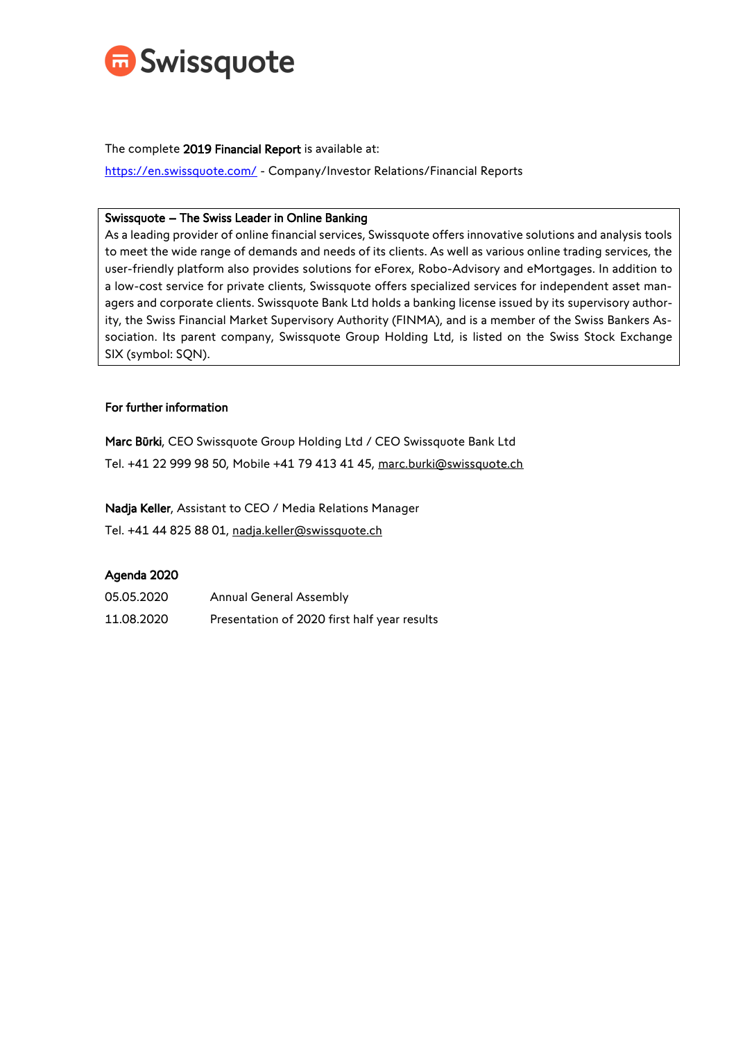The complete **2019 Financial Report** is available at:

https://en.swissquote.com/ - Company/Investor Relations/Financial Reports

**Swissquote – The Swiss Leader in Online Banking**

As a leading provider of online financial services, Swissquote offers innovative solutions and analysis tools to meet the wide range of demands and needs of its clients. As well as various online trading services, the user-friendly platform also provides solutions for eForex, Robo-Advisory and eMortgages. In addition to a low-cost service for private clients, Swissquote offers specialized services for independent asset managers and corporate clients. Swissquote Bank Ltd holds a banking license issued by its supervisory authority, the Swiss Financial Market Supervisory Authority (FINMA), and is a member of the Swiss Bankers Association. Its parent company, Swissquote Group Holding Ltd, is listed on the Swiss Stock Exchange SIX (symbol: SQN).

**For further information**

**Marc Bürki**, CEO Swissquote Group Holding Ltd / CEO Swissquote Bank Ltd

Tel. +41 22 999 98 50, Mobile +41 79 413 41 45, marc.burki@swissquote.ch

**Nadja Keller**, Assistant to CEO / Media Relations Manager

Tel. +41 44 825 88 01, nadja.keller@swissquote.ch

**Agenda 2020**

| | |
|---|---|
| 05.05.2020 | Annual General Assembly |
| 11.08.2020 | Presentation of 2020 first half year results |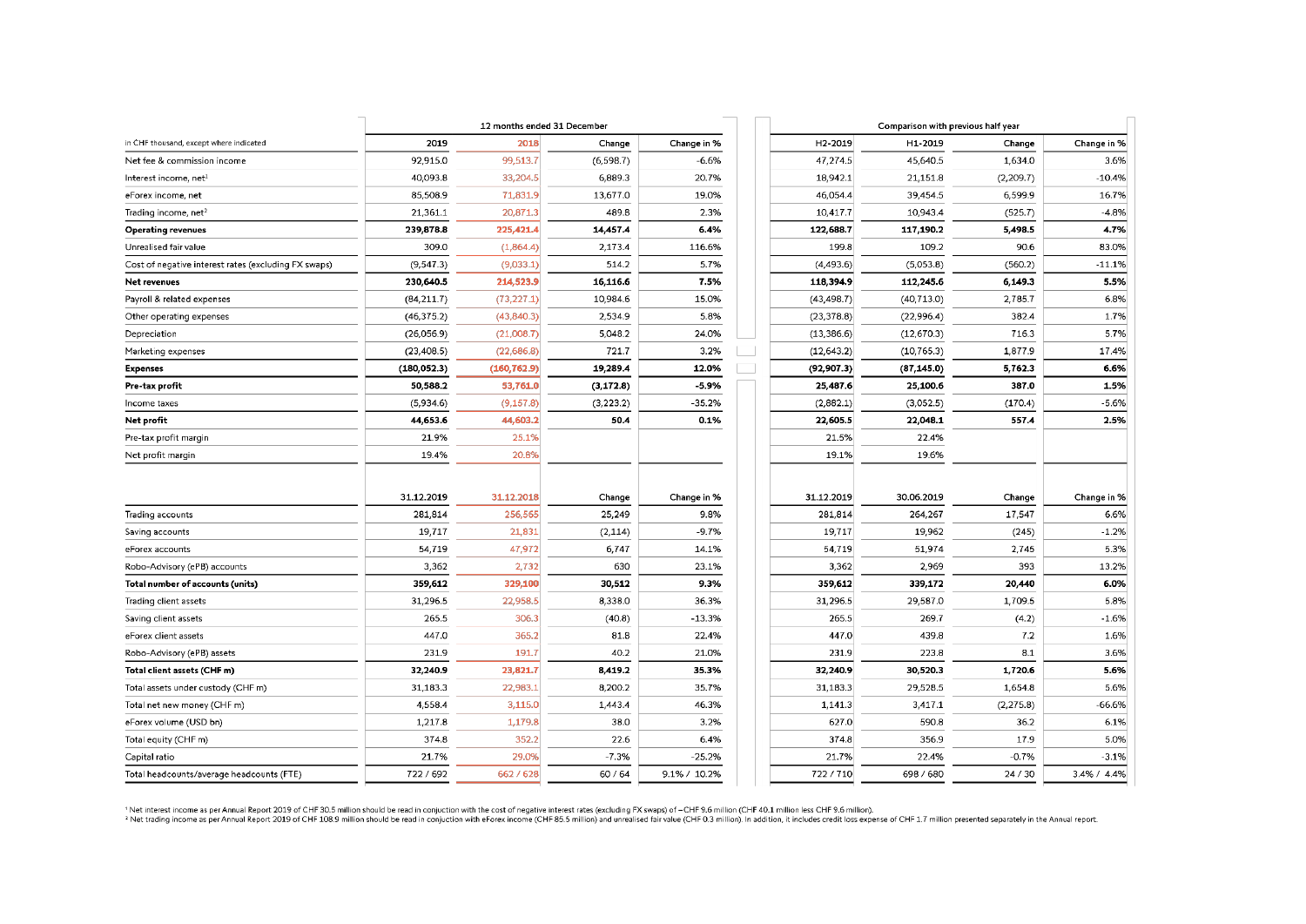| in CHF thousand, except where indicated | 12 months ended 31 December | | | | Comparison with previous half year | | | |
|---|---|---|---|---|---|---|---|---|
| | 2019 | 2018 | Change | Change in % | H2-2019 | H1-2019 | Change | Change in % |
| Net fee & commission income | 92,915.0 | 99,513.7 | (6,598.7) | -6.6% | 47,274.5 | 45,640.5 | 1,634.0 | 3.6% |
| Interest income, net[1] | 40,093.8 | 33,204.5 | 6,889.3 | 20.7% | 18,942.1 | 21,151.8 | (2,209.7) | -10.4% |
| eForex income, net | 85,508.9 | 71,831.9 | 13,677.0 | 19.0% | 46,054.4 | 39,454.5 | 6,599.9 | 16.7% |
| Trading income, net[2] | 21,361.1 | 20,871.3 | 489.8 | 2.3% | 10,417.7 | 10,943.4 | (525.7) | -4.8% |
| **Operating revenues** | **239,878.8** | **225,421.4** | **14,457.4** | **6.4%** | **122,688.7** | **117,190.2** | **5,498.5** | **4.7%** |
| Unrealised fair value | 309.0 | (1,864.4) | 2,173.4 | 116.6% | 199.8 | 109.2 | 90.6 | 83.0% |
| Cost of negative interest rates (excluding FX swaps) | (9,547.3) | (9,033.1) | 514.2 | 5.7% | (4,493.6) | (5,053.8) | (560.2) | -11.1% |
| **Net revenues** | **230,640.5** | **214,523.9** | **16,116.6** | **7.5%** | **118,394.9** | **112,245.6** | **6,149.3** | **5.5%** |
| Payroll & related expenses | (84,211.7) | (73,227.1) | 10,984.6 | 15.0% | (43,498.7) | (40,713.0) | 2,785.7 | 6.8% |
| Other operating expenses | (46,375.2) | (43,840.3) | 2,534.9 | 5.8% | (23,378.8) | (22,996.4) | 382.4 | 1.7% |
| Depreciation | (26,056.9) | (21,008.7) | 5,048.2 | 24.0% | (13,386.6) | (12,670.3) | 716.3 | 5.7% |
| Marketing expenses | (23,408.5) | (22,686.8) | 721.7 | 3.2% | (12,643.2) | (10,765.3) | 1,877.9 | 17.4% |
| **Expenses** | **(180,052.3)** | **(160,762.9)** | **19,289.4** | **12.0%** | **(92,907.3)** | **(87,145.0)** | **5,762.3** | **6.6%** |
| **Pre-tax profit** | **50,588.2** | **53,761.0** | **(3,172.8)** | **-5.9%** | **25,487.6** | **25,100.6** | **387.0** | **1.5%** |
| Income taxes | (5,934.6) | (9,157.8) | (3,223.2) | -35.2% | (2,882.1) | (3,052.5) | (170.4) | -5.6% |
| **Net profit** | **44,653.6** | **44,603.2** | **50.4** | **0.1%** | **22,605.5** | **22,048.1** | **557.4** | **2.5%** |
| Pre-tax profit margin | 21.9% | 25.1% | | | 21.5% | 22.4% | | |
| Net profit margin | 19.4% | 20.8% | | | 19.1% | 19.6% | | |

| | 31.12.2019 | 31.12.2018 | Change | Change in % | 31.12.2019 | 30.06.2019 | Change | Change in % |
|---|---|---|---|---|---|---|---|---|
| Trading accounts | 281,814 | 256,565 | 25,249 | 9.8% | 281,814 | 264,267 | 17,547 | 6.6% |
| Saving accounts | 19,717 | 21,831 | (2,114) | -9.7% | 19,717 | 19,962 | (245) | -1.2% |
| eForex accounts | 54,719 | 47,972 | 6,747 | 14.1% | 54,719 | 51,974 | 2,745 | 5.3% |
| Robo-Advisory (ePB) accounts | 3,362 | 2,732 | 630 | 23.1% | 3,362 | 2,969 | 393 | 13.2% |
| **Total number of accounts (units)** | **359,612** | **329,100** | **30,512** | **9.3%** | **359,612** | **339,172** | **20,440** | **6.0%** |
| Trading client assets | 31,296.5 | 22,958.5 | 8,338.0 | 36.3% | 31,296.5 | 29,587.0 | 1,709.5 | 5.8% |
| Saving client assets | 265.5 | 306.3 | (40.8) | -13.3% | 265.5 | 269.7 | (4.2) | -1.6% |
| eForex client assets | 447.0 | 365.2 | 81.8 | 22.4% | 447.0 | 439.8 | 7.2 | 1.6% |
| Robo-Advisory (ePB) assets | 231.9 | 191.7 | 40.2 | 21.0% | 231.9 | 223.8 | 8.1 | 3.6% |
| **Total client assets (CHF m)** | **32,240.9** | **23,821.7** | **8,419.2** | **35.3%** | **32,240.9** | **30,520.3** | **1,720.6** | **5.6%** |
| Total assets under custody (CHF m) | 31,183.3 | 22,983.1 | 8,200.2 | 35.7% | 31,183.3 | 29,528.5 | 1,654.8 | 5.6% |
| Total net new money (CHF m) | 4,558.4 | 3,115.0 | 1,443.4 | 46.3% | 1,141.3 | 3,417.1 | (2,275.8) | -66.6% |
| eForex volume (USD bn) | 1,217.8 | 1,179.8 | 38.0 | 3.2% | 627.0 | 590.8 | 36.2 | 6.1% |
| Total equity (CHF m) | 374.8 | 352.2 | 22.6 | 6.4% | 374.8 | 356.9 | 17.9 | 5.0% |
| Capital ratio | 21.7% | 29.0% | -7.3% | -25.2% | 21.7% | 22.4% | -0.7% | -3.1% |
| Total headcounts/average headcounts (FTE) | 722 / 692 | 662 / 628 | 60 / 64 | 9.1% / 10.2% | 722 / 710 | 698 / 680 | 24 / 30 | 3.4% / 4.4% |

[1] Net interest income as per Annual Report 2019 of CHF 30.5 million should be read in conjuction with the cost of negative interest rates (excluding FX swaps) of –CHF 9.6 million (CHF 40.1 million less CHF 9.6 million).

[2] Net trading income as per Annual Report 2019 of CHF 108.9 million should be read in conjuction with eForex income (CHF 85.5 million) and unrealised fair value (CHF 0.3 million). In addition, it includes credit loss expense of CHF 1.7 million presented separately in the Annual report.